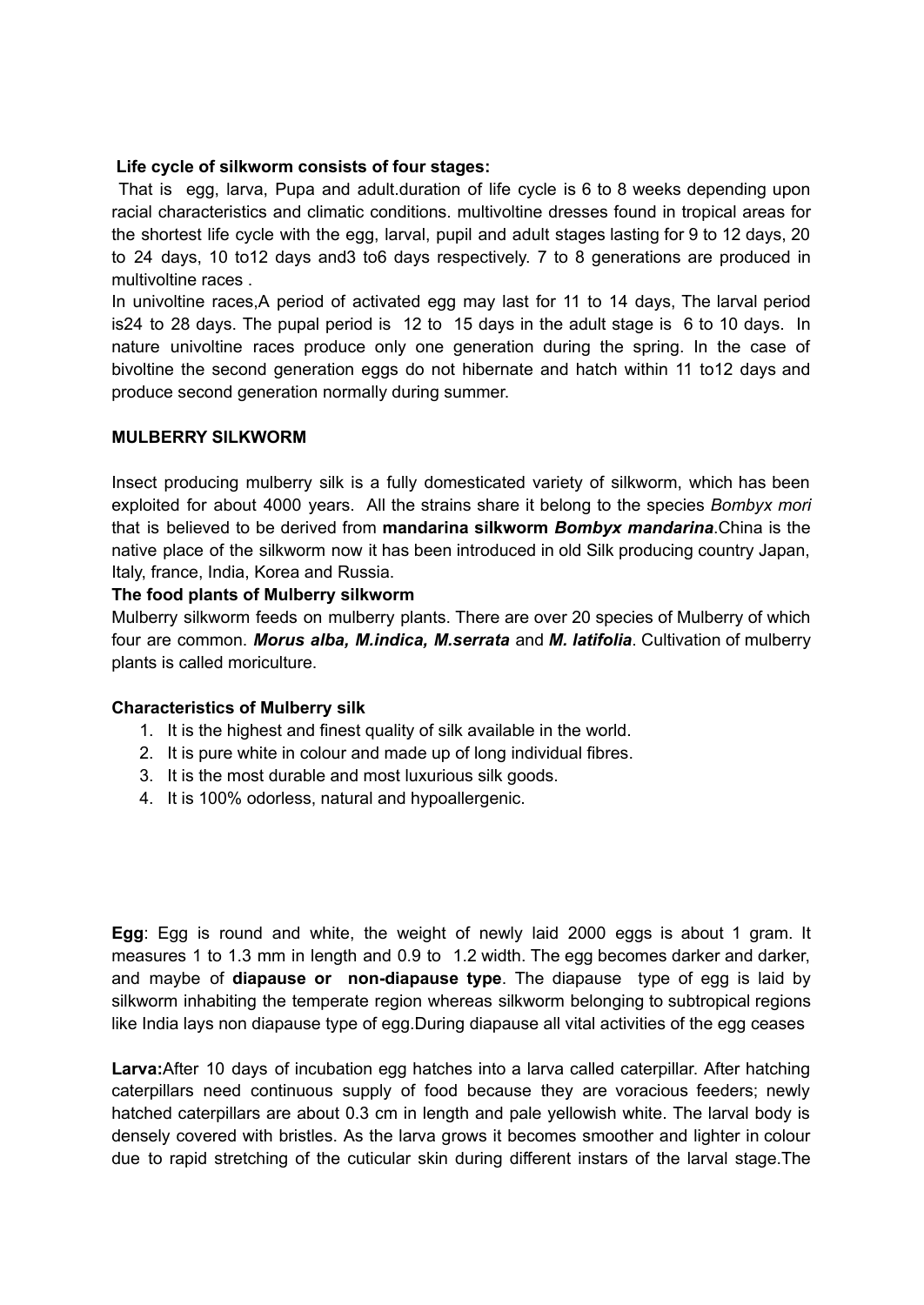**Life cycle of silkworm consists of four stages:**

That is egg, larva, Pupa and adult.duration of life cycle is 6 to 8 weeks depending upon racial characteristics and climatic conditions. multivoltine dresses found in tropical areas for the shortest life cycle with the egg, larval, pupil and adult stages lasting for 9 to 12 days, 20 to 24 days, 10 to12 days and3 to6 days respectively. 7 to 8 generations are produced in multivoltine races .

In univoltine races,A period of activated egg may last for 11 to 14 days, The larval period is24 to 28 days. The pupal period is 12 to 15 days in the adult stage is 6 to 10 days. In nature univoltine races produce only one generation during the spring. In the case of bivoltine the second generation eggs do not hibernate and hatch within 11 to12 days and produce second generation normally during summer.

**MULBERRY SILKWORM**

Insect producing mulberry silk is a fully domesticated variety of silkworm, which has been exploited for about 4000 years. All the strains share it belong to the species *Bombyx mori* that is believed to be derived from **mandarina silkworm *Bombyx mandarina***.China is the native place of the silkworm now it has been introduced in old Silk producing country Japan, Italy, france, India, Korea and Russia.

**The food plants of Mulberry silkworm**

Mulberry silkworm feeds on mulberry plants. There are over 20 species of Mulberry of which four are common. ***Morus alba, M.indica, M.serrata*** and ***M. latifolia***. Cultivation of mulberry plants is called moriculture.

**Characteristics of Mulberry silk**

1. It is the highest and finest quality of silk available in the world.
2. It is pure white in colour and made up of long individual fibres.
3. It is the most durable and most luxurious silk goods.
4. It is 100% odorless, natural and hypoallergenic.

**Egg**: Egg is round and white, the weight of newly laid 2000 eggs is about 1 gram. It measures 1 to 1.3 mm in length and 0.9 to 1.2 width. The egg becomes darker and darker, and maybe of **diapause or non-diapause type**. The diapause type of egg is laid by silkworm inhabiting the temperate region whereas silkworm belonging to subtropical regions like India lays non diapause type of egg.During diapause all vital activities of the egg ceases

**Larva:**After 10 days of incubation egg hatches into a larva called caterpillar. After hatching caterpillars need continuous supply of food because they are voracious feeders; newly hatched caterpillars are about 0.3 cm in length and pale yellowish white. The larval body is densely covered with bristles. As the larva grows it becomes smoother and lighter in colour due to rapid stretching of the cuticular skin during different instars of the larval stage.The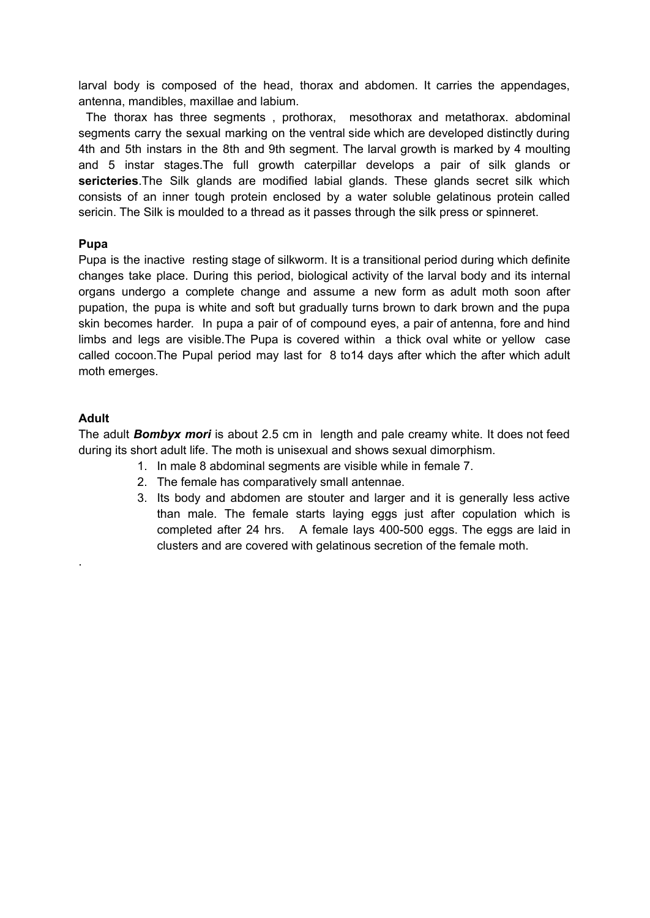larval body is composed of the head, thorax and abdomen. It carries the appendages, antenna, mandibles, maxillae and labium.

The thorax has three segments , prothorax, mesothorax and metathorax. abdominal segments carry the sexual marking on the ventral side which are developed distinctly during 4th and 5th instars in the 8th and 9th segment. The larval growth is marked by 4 moulting and 5 instar stages.The full growth caterpillar develops a pair of silk glands or **sericteries**.The Silk glands are modified labial glands. These glands secret silk which consists of an inner tough protein enclosed by a water soluble gelatinous protein called sericin. The Silk is moulded to a thread as it passes through the silk press or spinneret.

**Pupa**

Pupa is the inactive resting stage of silkworm. It is a transitional period during which definite changes take place. During this period, biological activity of the larval body and its internal organs undergo a complete change and assume a new form as adult moth soon after pupation, the pupa is white and soft but gradually turns brown to dark brown and the pupa skin becomes harder. In pupa a pair of of compound eyes, a pair of antenna, fore and hind limbs and legs are visible.The Pupa is covered within a thick oval white or yellow case called cocoon.The Pupal period may last for 8 to14 days after which the after which adult moth emerges.

**Adult**

The adult ***Bombyx mori*** is about 2.5 cm in length and pale creamy white. It does not feed during its short adult life. The moth is unisexual and shows sexual dimorphism.

1. In male 8 abdominal segments are visible while in female 7.
2. The female has comparatively small antennae.
3. Its body and abdomen are stouter and larger and it is generally less active than male. The female starts laying eggs just after copulation which is completed after 24 hrs. A female lays 400-500 eggs. The eggs are laid in clusters and are covered with gelatinous secretion of the female moth.

.